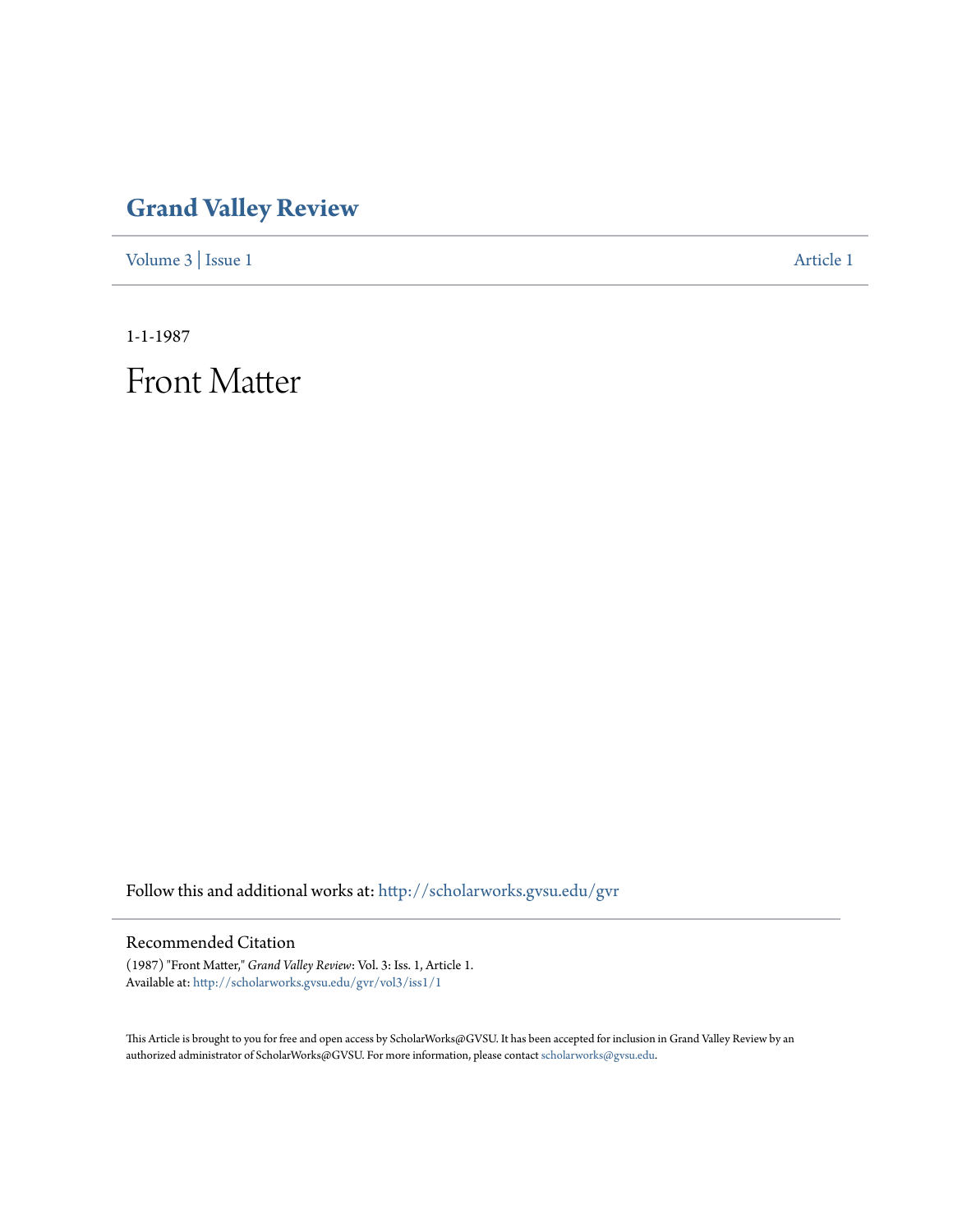# Grand Valley Review

Volume 3 | Issue 1 Article 1

1-1-1987

# Front Matter

Follow this and additional works at: http://scholarworks.gvsu.edu/gvr

## Recommended Citation

(1987) "Front Matter," *Grand Valley Review*: Vol. 3: Iss. 1, Article 1.
Available at: http://scholarworks.gvsu.edu/gvr/vol3/iss1/1

This Article is brought to you for free and open access by ScholarWorks@GVSU. It has been accepted for inclusion in Grand Valley Review by an authorized administrator of ScholarWorks@GVSU. For more information, please contact scholarworks@gvsu.edu.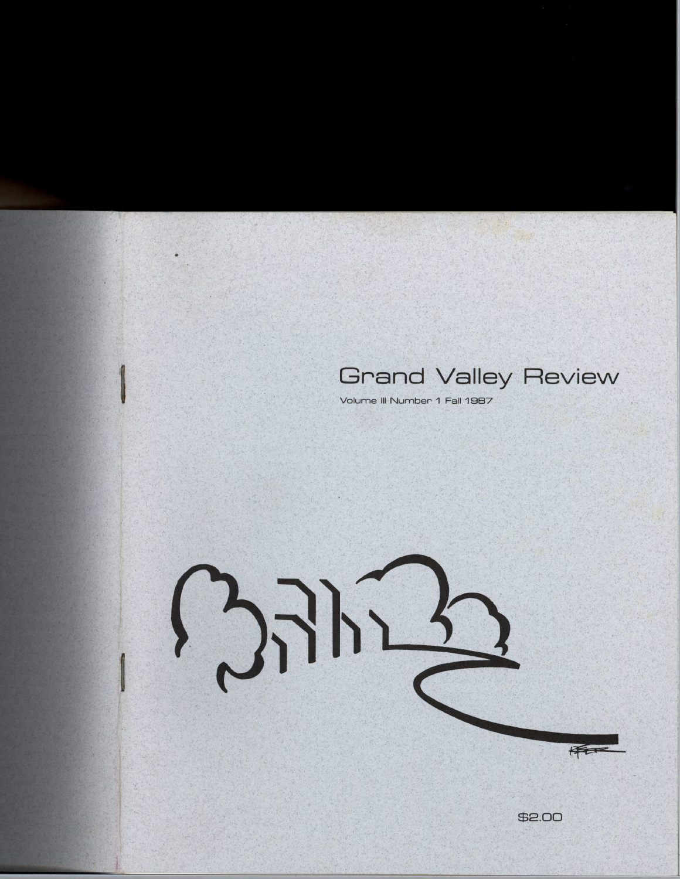# Grand Valley Review

Volume III Number 1 Fall 1987

$2.00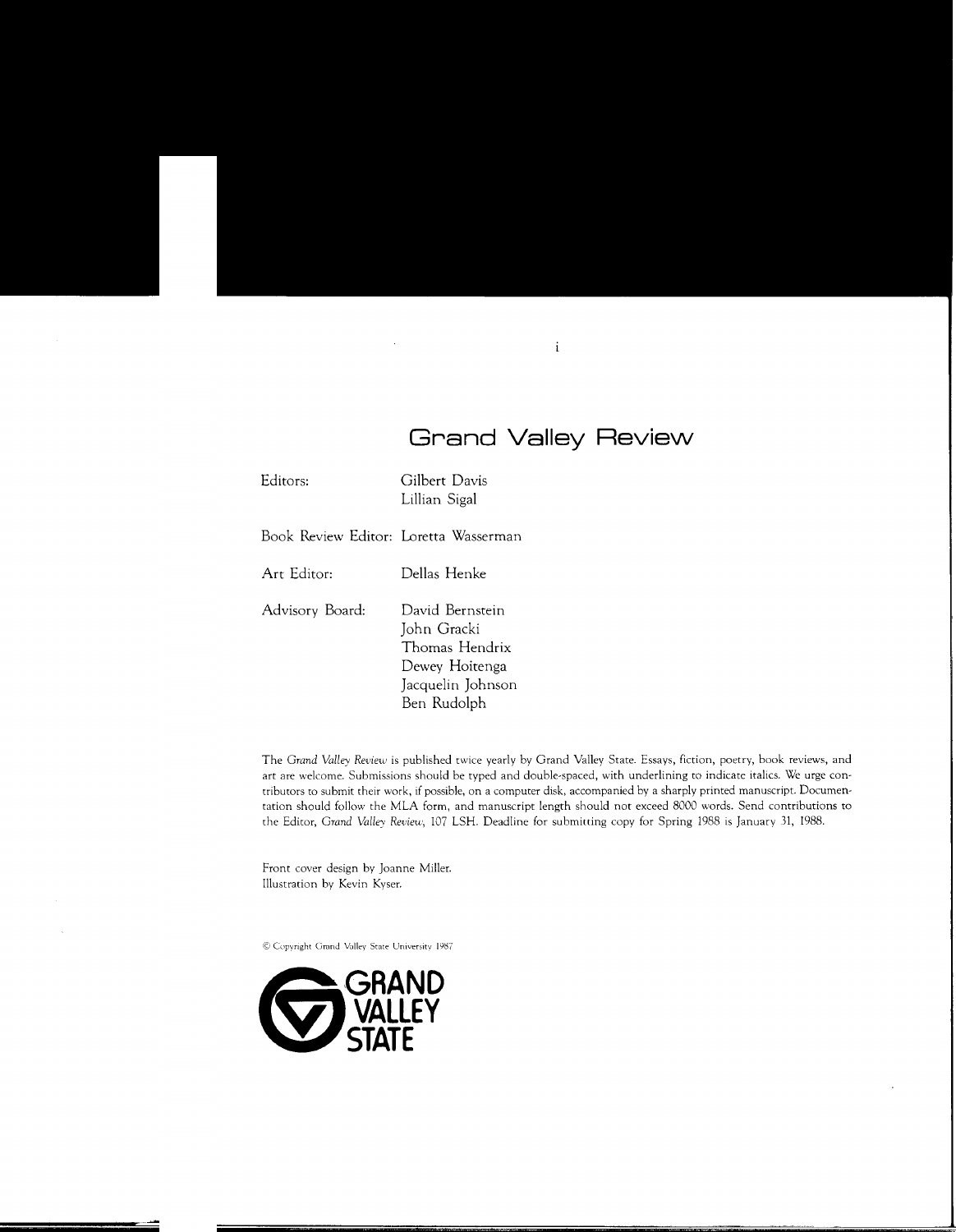# Grand Valley Review

| | |
|---|---|
| Editors: | Gilbert Davis<br>Lillian Sigal |
| Book Review Editor: | Loretta Wasserman |
| Art Editor: | Dellas Henke |
| Advisory Board: | David Bernstein<br>John Gracki<br>Thomas Hendrix<br>Dewey Hoitenga<br>Jacquelin Johnson<br>Ben Rudolph |

The *Grand Valley Review* is published twice yearly by Grand Valley State. Essays, fiction, poetry, book reviews, and art are welcome. Submissions should be typed and double-spaced, with underlining to indicate italics. We urge contributors to submit their work, if possible, on a computer disk, accompanied by a sharply printed manuscript. Documentation should follow the MLA form, and manuscript length should not exceed 8000 words. Send contributions to the Editor, *Grand Valley Review*, 107 LSH. Deadline for submitting copy for Spring 1988 is January 31, 1988.

Front cover design by Joanne Miller.
Illustration by Kevin Kyser.

© Copyright Grand Valley State University 1987

GRAND VALLEY STATE